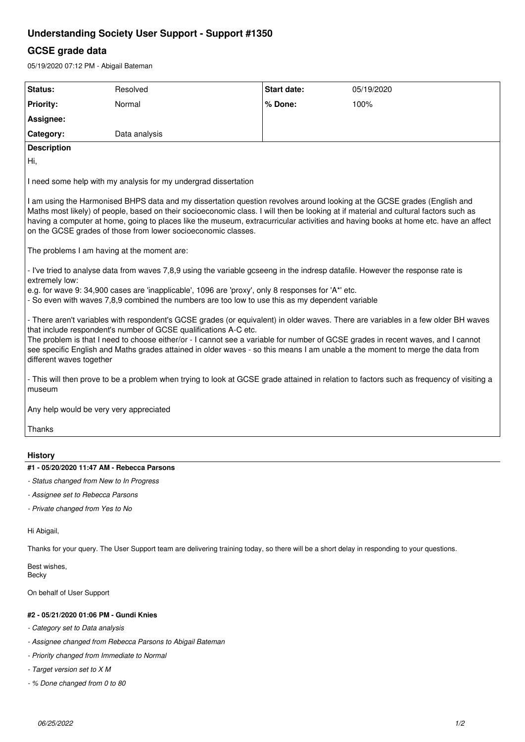# Understanding Society User Support - Support #1350

## GCSE grade data

05/19/2020 07:12 PM - Abigail Bateman

| Status: | Resolved | Start date: | 05/19/2020 |
| --- | --- | --- | --- |
| Priority: | Normal | % Done: | 100% |
| Assignee: | | | |
| Category: | Data analysis | | |

**Description**

Hi,

I need some help with my analysis for my undergrad dissertation

I am using the Harmonised BHPS data and my dissertation question revolves around looking at the GCSE grades (English and Maths most likely) of people, based on their socioeconomic class. I will then be looking at if material and cultural factors such as having a computer at home, going to places like the museum, extracurricular activities and having books at home etc. have an affect on the GCSE grades of those from lower socioeconomic classes.

The problems I am having at the moment are:

- I've tried to analyse data from waves 7,8,9 using the variable gcseeng in the indresp datafile. However the response rate is extremely low:
e.g. for wave 9: 34,900 cases are 'inapplicable', 1096 are 'proxy', only 8 responses for 'A*' etc.
- So even with waves 7,8,9 combined the numbers are too low to use this as my dependent variable

- There aren't variables with respondent's GCSE grades (or equivalent) in older waves. There are variables in a few older BH waves that include respondent's number of GCSE qualifications A-C etc.
The problem is that I need to choose either/or - I cannot see a variable for number of GCSE grades in recent waves, and I cannot see specific English and Maths grades attained in older waves - so this means I am unable a the moment to merge the data from different waves together

- This will then prove to be a problem when trying to look at GCSE grade attained in relation to factors such as frequency of visiting a museum

Any help would be very very appreciated

Thanks

## History

#### #1 - 05/20/2020 11:47 AM - Rebecca Parsons

- *Status changed from New to In Progress*
- *Assignee set to Rebecca Parsons*
- *Private changed from Yes to No*

Hi Abigail,

Thanks for your query. The User Support team are delivering training today, so there will be a short delay in responding to your questions.

Best wishes,
Becky

On behalf of User Support

#### #2 - 05/21/2020 01:06 PM - Gundi Knies

- *Category set to Data analysis*
- *Assignee changed from Rebecca Parsons to Abigail Bateman*
- *Priority changed from Immediate to Normal*
- *Target version set to X M*
- *% Done changed from 0 to 80*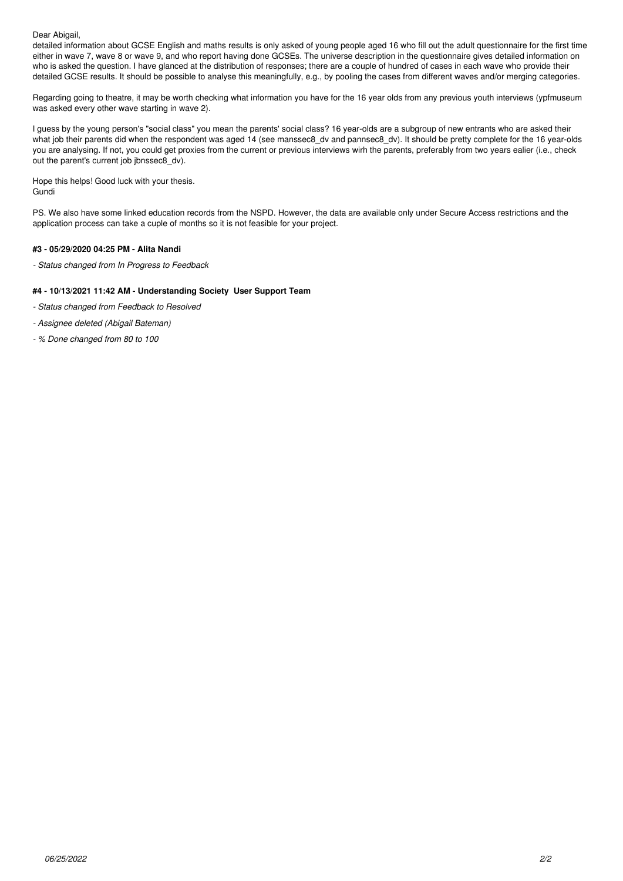Dear Abigail,

detailed information about GCSE English and maths results is only asked of young people aged 16 who fill out the adult questionnaire for the first time either in wave 7, wave 8 or wave 9, and who report having done GCSEs. The universe description in the questionnaire gives detailed information on who is asked the question. I have glanced at the distribution of responses; there are a couple of hundred of cases in each wave who provide their detailed GCSE results. It should be possible to analyse this meaningfully, e.g., by pooling the cases from different waves and/or merging categories.

Regarding going to theatre, it may be worth checking what information you have for the 16 year olds from any previous youth interviews (ypfmuseum was asked every other wave starting in wave 2).

I guess by the young person's "social class" you mean the parents' social class? 16 year-olds are a subgroup of new entrants who are asked their what job their parents did when the respondent was aged 14 (see manssec8_dv and pannsec8_dv). It should be pretty complete for the 16 year-olds you are analysing. If not, you could get proxies from the current or previous interviews wirh the parents, preferably from two years ealier (i.e., check out the parent's current job jbnssec8_dv).

Hope this helps! Good luck with your thesis.
Gundi

PS. We also have some linked education records from the NSPD. However, the data are available only under Secure Access restrictions and the application process can take a cuple of months so it is not feasible for your project.

#### #3 - 05/29/2020 04:25 PM - Alita Nandi

- *Status changed from In Progress to Feedback*

#### #4 - 10/13/2021 11:42 AM - Understanding Society User Support Team

- *Status changed from Feedback to Resolved*
- *Assignee deleted (Abigail Bateman)*
- *% Done changed from 80 to 100*